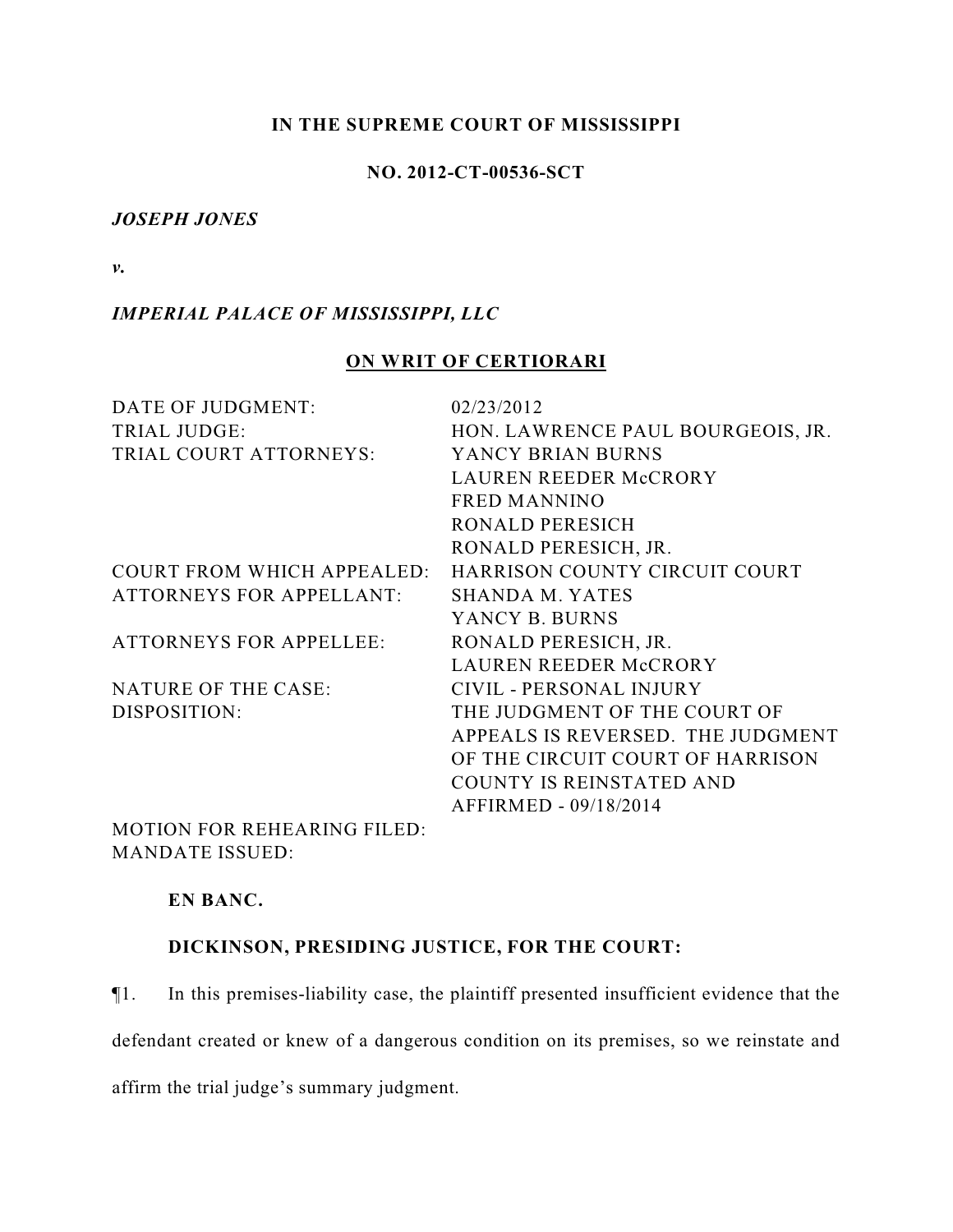**IN THE SUPREME COURT OF MISSISSIPPI**

**NO. 2012-CT-00536-SCT**

***JOSEPH JONES***

***v.***

***IMPERIAL PALACE OF MISSISSIPPI, LLC***

**ON WRIT OF CERTIORARI**

| | |
|---|---|
| DATE OF JUDGMENT: | 02/23/2012 |
| TRIAL JUDGE: | HON. LAWRENCE PAUL BOURGEOIS, JR. |
| TRIAL COURT ATTORNEYS: | YANCY BRIAN BURNS<br>LAUREN REEDER McCRORY<br>FRED MANNINO<br>RONALD PERESICH<br>RONALD PERESICH, JR. |
| COURT FROM WHICH APPEALED: | HARRISON COUNTY CIRCUIT COURT |
| ATTORNEYS FOR APPELLANT: | SHANDA M. YATES<br>YANCY B. BURNS |
| ATTORNEYS FOR APPELLEE: | RONALD PERESICH, JR.<br>LAUREN REEDER McCRORY |
| NATURE OF THE CASE: | CIVIL - PERSONAL INJURY |
| DISPOSITION: | THE JUDGMENT OF THE COURT OF APPEALS IS REVERSED. THE JUDGMENT OF THE CIRCUIT COURT OF HARRISON COUNTY IS REINSTATED AND AFFIRMED - 09/18/2014 |
| MOTION FOR REHEARING FILED: | |
| MANDATE ISSUED: | |

**EN BANC.**

**DICKINSON, PRESIDING JUSTICE, FOR THE COURT:**

¶1. In this premises-liability case, the plaintiff presented insufficient evidence that the defendant created or knew of a dangerous condition on its premises, so we reinstate and affirm the trial judge's summary judgment.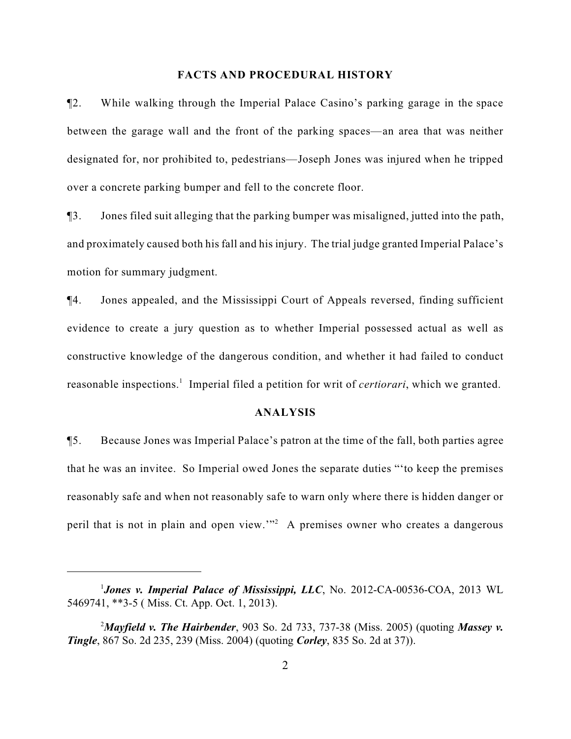## FACTS AND PROCEDURAL HISTORY

¶2. While walking through the Imperial Palace Casino's parking garage in the space between the garage wall and the front of the parking spaces—an area that was neither designated for, nor prohibited to, pedestrians—Joseph Jones was injured when he tripped over a concrete parking bumper and fell to the concrete floor.

¶3. Jones filed suit alleging that the parking bumper was misaligned, jutted into the path, and proximately caused both his fall and his injury. The trial judge granted Imperial Palace's motion for summary judgment.

¶4. Jones appealed, and the Mississippi Court of Appeals reversed, finding sufficient evidence to create a jury question as to whether Imperial possessed actual as well as constructive knowledge of the dangerous condition, and whether it had failed to conduct reasonable inspections.[1] Imperial filed a petition for writ of *certiorari*, which we granted.

## ANALYSIS

¶5. Because Jones was Imperial Palace's patron at the time of the fall, both parties agree that he was an invitee. So Imperial owed Jones the separate duties "'to keep the premises reasonably safe and when not reasonably safe to warn only where there is hidden danger or peril that is not in plain and open view.'"[2] A premises owner who creates a dangerous

---

[1] ***Jones v. Imperial Palace of Mississippi, LLC***, No. 2012-CA-00536-COA, 2013 WL 5469741, **3-5 ( Miss. Ct. App. Oct. 1, 2013).

[2] ***Mayfield v. The Hairbender***, 903 So. 2d 733, 737-38 (Miss. 2005) (quoting ***Massey v. Tingle***, 867 So. 2d 235, 239 (Miss. 2004) (quoting ***Corley***, 835 So. 2d at 37)).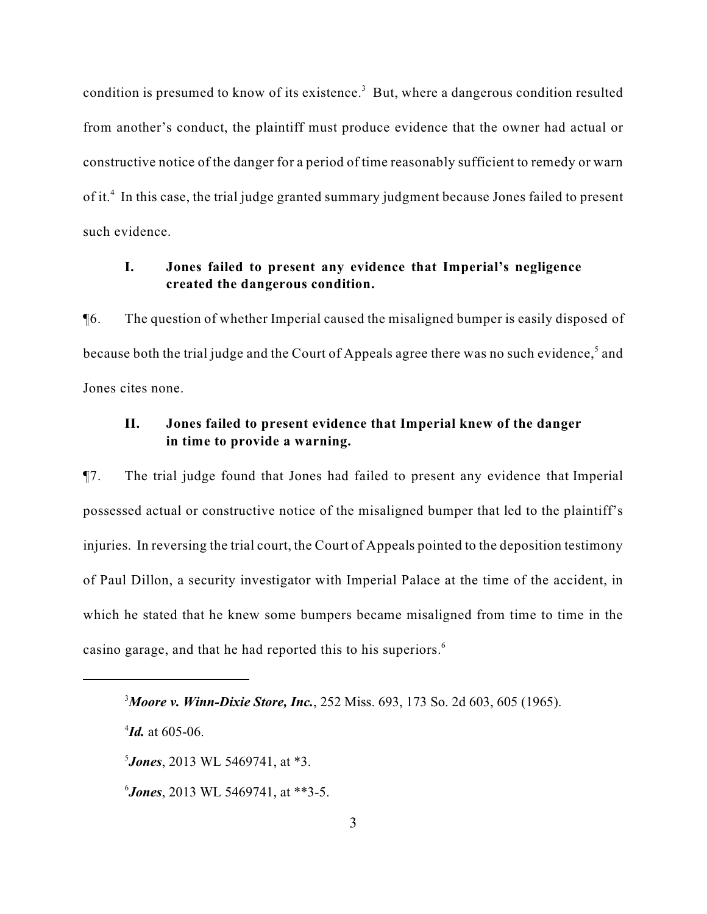condition is presumed to know of its existence.[3] But, where a dangerous condition resulted from another's conduct, the plaintiff must produce evidence that the owner had actual or constructive notice of the danger for a period of time reasonably sufficient to remedy or warn of it.[4] In this case, the trial judge granted summary judgment because Jones failed to present such evidence.

### I. Jones failed to present any evidence that Imperial's negligence created the dangerous condition.

¶6. The question of whether Imperial caused the misaligned bumper is easily disposed of because both the trial judge and the Court of Appeals agree there was no such evidence,[5] and Jones cites none.

### II. Jones failed to present evidence that Imperial knew of the danger in time to provide a warning.

¶7. The trial judge found that Jones had failed to present any evidence that Imperial possessed actual or constructive notice of the misaligned bumper that led to the plaintiff's injuries. In reversing the trial court, the Court of Appeals pointed to the deposition testimony of Paul Dillon, a security investigator with Imperial Palace at the time of the accident, in which he stated that he knew some bumpers became misaligned from time to time in the casino garage, and that he had reported this to his superiors.[6]

---

[3] ***Moore v. Winn-Dixie Store, Inc.***, 252 Miss. 693, 173 So. 2d 603, 605 (1965).

[4] ***Id.*** at 605-06.

[5] ***Jones***, 2013 WL 5469741, at *3.

[6] ***Jones***, 2013 WL 5469741, at **3-5.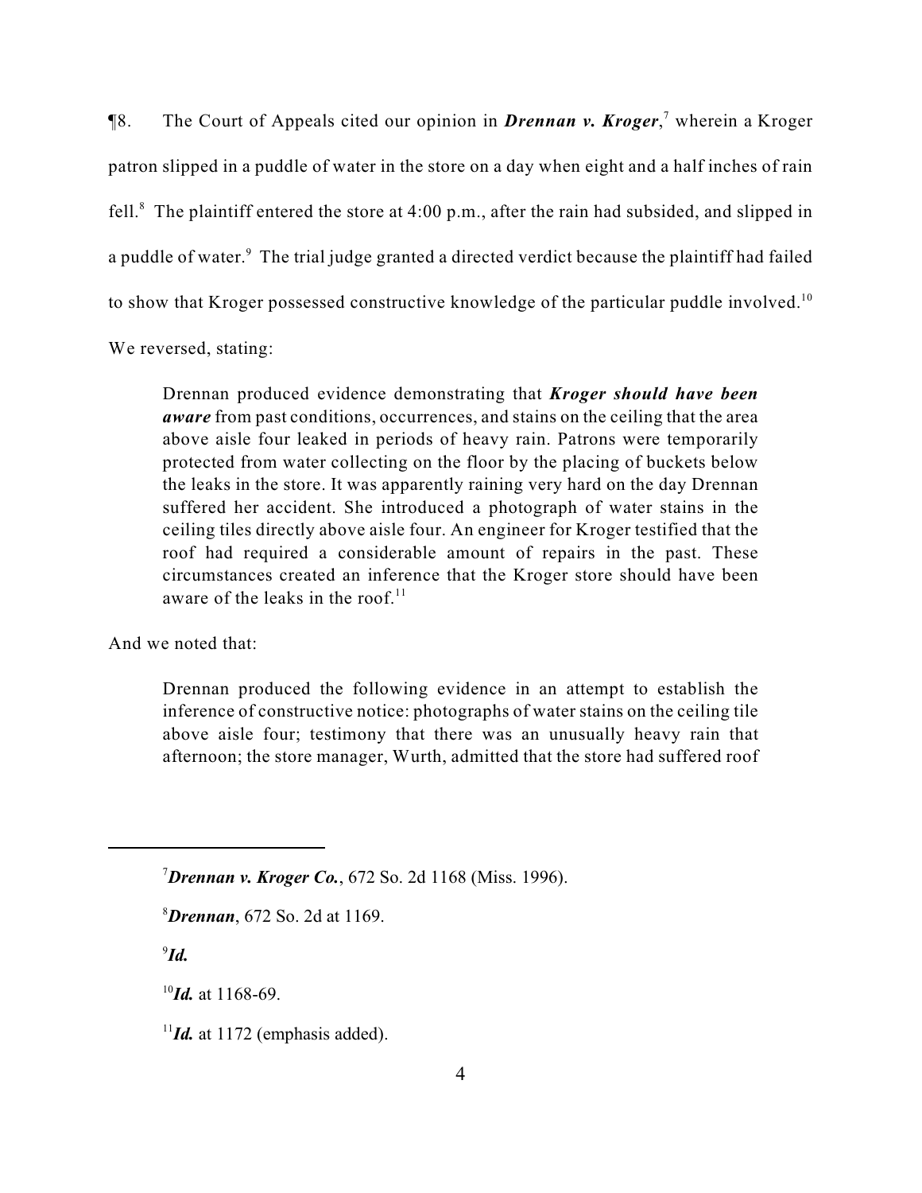¶8. The Court of Appeals cited our opinion in ***Drennan v. Kroger***,[7] wherein a Kroger patron slipped in a puddle of water in the store on a day when eight and a half inches of rain fell.[8] The plaintiff entered the store at 4:00 p.m., after the rain had subsided, and slipped in a puddle of water.[9] The trial judge granted a directed verdict because the plaintiff had failed to show that Kroger possessed constructive knowledge of the particular puddle involved.[10] We reversed, stating:

> Drennan produced evidence demonstrating that ***Kroger should have been aware*** from past conditions, occurrences, and stains on the ceiling that the area above aisle four leaked in periods of heavy rain. Patrons were temporarily protected from water collecting on the floor by the placing of buckets below the leaks in the store. It was apparently raining very hard on the day Drennan suffered her accident. She introduced a photograph of water stains in the ceiling tiles directly above aisle four. An engineer for Kroger testified that the roof had required a considerable amount of repairs in the past. These circumstances created an inference that the Kroger store should have been aware of the leaks in the roof.[11]

And we noted that:

> Drennan produced the following evidence in an attempt to establish the inference of constructive notice: photographs of water stains on the ceiling tile above aisle four; testimony that there was an unusually heavy rain that afternoon; the store manager, Wurth, admitted that the store had suffered roof

---

[7] ***Drennan v. Kroger Co.***, 672 So. 2d 1168 (Miss. 1996).

[8] ***Drennan***, 672 So. 2d at 1169.

[9] ***Id.***

[10] ***Id.*** at 1168-69.

[11] ***Id.*** at 1172 (emphasis added).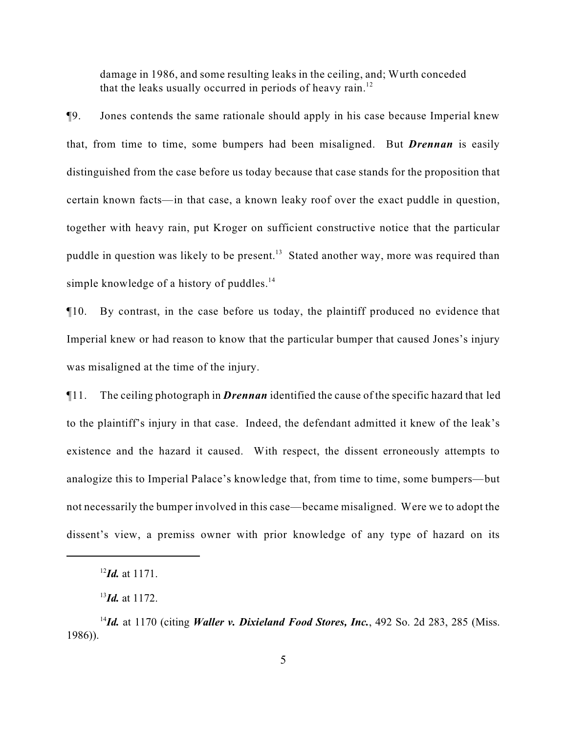damage in 1986, and some resulting leaks in the ceiling, and; Wurth conceded that the leaks usually occurred in periods of heavy rain.[12]

¶9. Jones contends the same rationale should apply in his case because Imperial knew that, from time to time, some bumpers had been misaligned. But ***Drennan*** is easily distinguished from the case before us today because that case stands for the proposition that certain known facts—in that case, a known leaky roof over the exact puddle in question, together with heavy rain, put Kroger on sufficient constructive notice that the particular puddle in question was likely to be present.[13] Stated another way, more was required than simple knowledge of a history of puddles.[14]

¶10. By contrast, in the case before us today, the plaintiff produced no evidence that Imperial knew or had reason to know that the particular bumper that caused Jones's injury was misaligned at the time of the injury.

¶11. The ceiling photograph in ***Drennan*** identified the cause of the specific hazard that led to the plaintiff's injury in that case. Indeed, the defendant admitted it knew of the leak's existence and the hazard it caused. With respect, the dissent erroneously attempts to analogize this to Imperial Palace's knowledge that, from time to time, some bumpers—but not necessarily the bumper involved in this case—became misaligned. Were we to adopt the dissent's view, a premiss owner with prior knowledge of any type of hazard on its

---

[12] ***Id.*** at 1171.

[13] ***Id.*** at 1172.

[14] ***Id.*** at 1170 (citing ***Waller v. Dixieland Food Stores, Inc.***, 492 So. 2d 283, 285 (Miss. 1986)).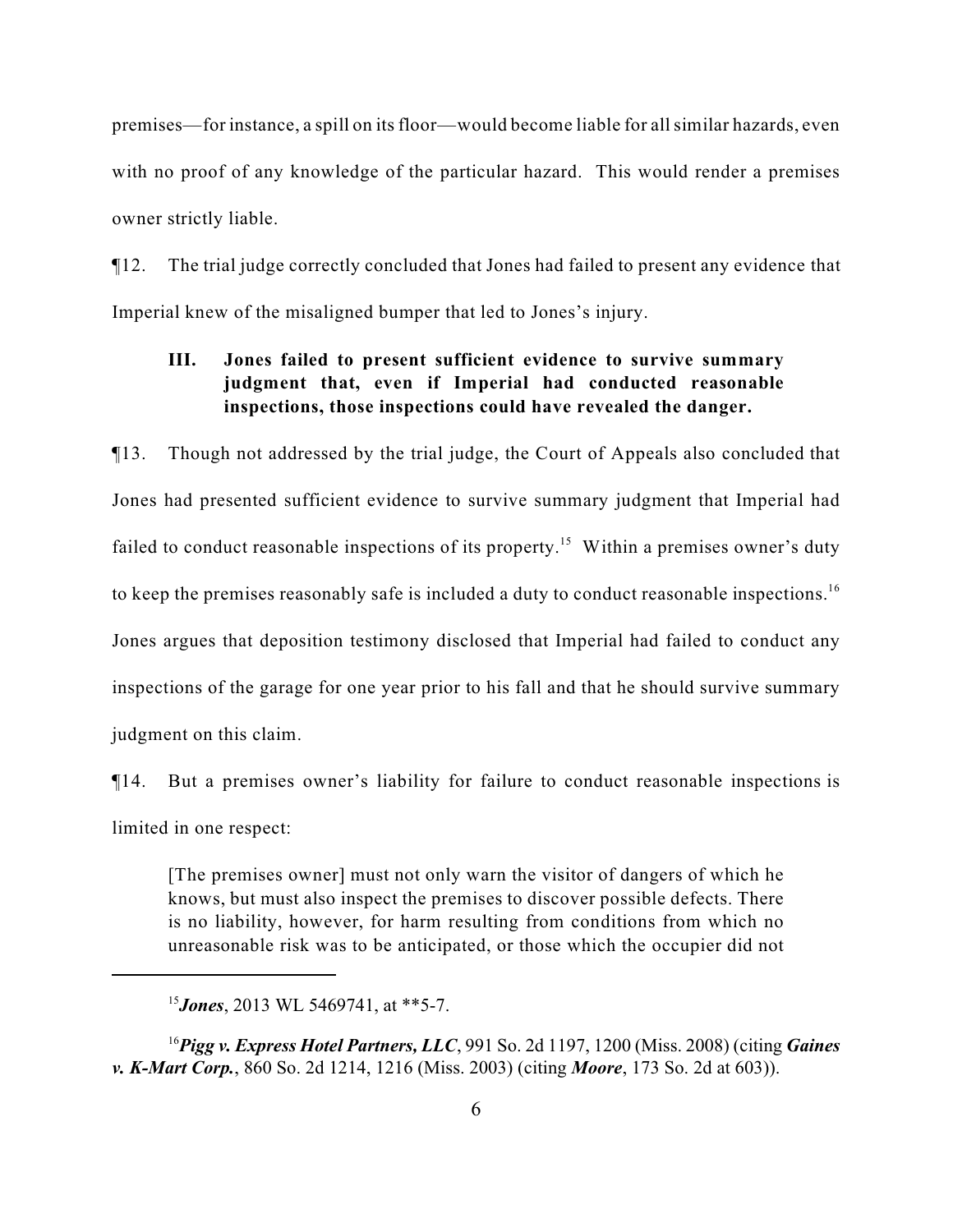premises—for instance, a spill on its floor—would become liable for all similar hazards, even with no proof of any knowledge of the particular hazard. This would render a premises owner strictly liable.

¶12. The trial judge correctly concluded that Jones had failed to present any evidence that Imperial knew of the misaligned bumper that led to Jones's injury.

### III. Jones failed to present sufficient evidence to survive summary judgment that, even if Imperial had conducted reasonable inspections, those inspections could have revealed the danger.

¶13. Though not addressed by the trial judge, the Court of Appeals also concluded that Jones had presented sufficient evidence to survive summary judgment that Imperial had failed to conduct reasonable inspections of its property.[15] Within a premises owner's duty to keep the premises reasonably safe is included a duty to conduct reasonable inspections.[16] Jones argues that deposition testimony disclosed that Imperial had failed to conduct any inspections of the garage for one year prior to his fall and that he should survive summary judgment on this claim.

¶14. But a premises owner's liability for failure to conduct reasonable inspections is limited in one respect:

> [The premises owner] must not only warn the visitor of dangers of which he knows, but must also inspect the premises to discover possible defects. There is no liability, however, for harm resulting from conditions from which no unreasonable risk was to be anticipated, or those which the occupier did not

---

[15] ***Jones***, 2013 WL 5469741, at **5-7.

[16] ***Pigg v. Express Hotel Partners, LLC***, 991 So. 2d 1197, 1200 (Miss. 2008) (citing ***Gaines v. K-Mart Corp.***, 860 So. 2d 1214, 1216 (Miss. 2003) (citing ***Moore***, 173 So. 2d at 603)).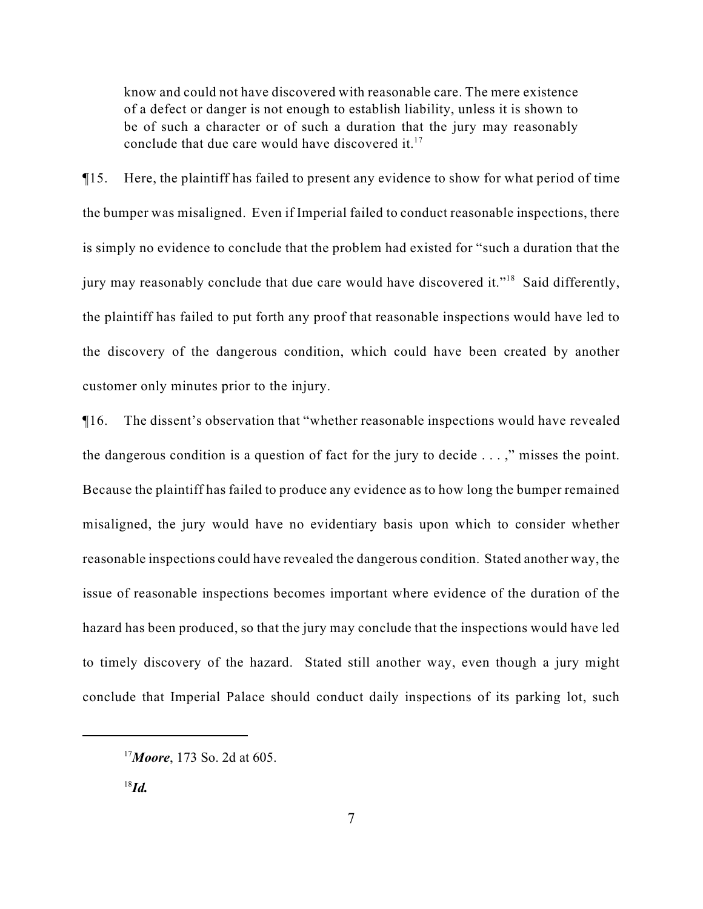> know and could not have discovered with reasonable care. The mere existence of a defect or danger is not enough to establish liability, unless it is shown to be of such a character or of such a duration that the jury may reasonably conclude that due care would have discovered it.[17]

¶15. Here, the plaintiff has failed to present any evidence to show for what period of time the bumper was misaligned. Even if Imperial failed to conduct reasonable inspections, there is simply no evidence to conclude that the problem had existed for "such a duration that the jury may reasonably conclude that due care would have discovered it."[18] Said differently, the plaintiff has failed to put forth any proof that reasonable inspections would have led to the discovery of the dangerous condition, which could have been created by another customer only minutes prior to the injury.

¶16. The dissent's observation that "whether reasonable inspections would have revealed the dangerous condition is a question of fact for the jury to decide . . . ," misses the point. Because the plaintiff has failed to produce any evidence as to how long the bumper remained misaligned, the jury would have no evidentiary basis upon which to consider whether reasonable inspections could have revealed the dangerous condition. Stated another way, the issue of reasonable inspections becomes important where evidence of the duration of the hazard has been produced, so that the jury may conclude that the inspections would have led to timely discovery of the hazard. Stated still another way, even though a jury might conclude that Imperial Palace should conduct daily inspections of its parking lot, such

---

[17]***Moore***, 173 So. 2d at 605.

[18]***Id.***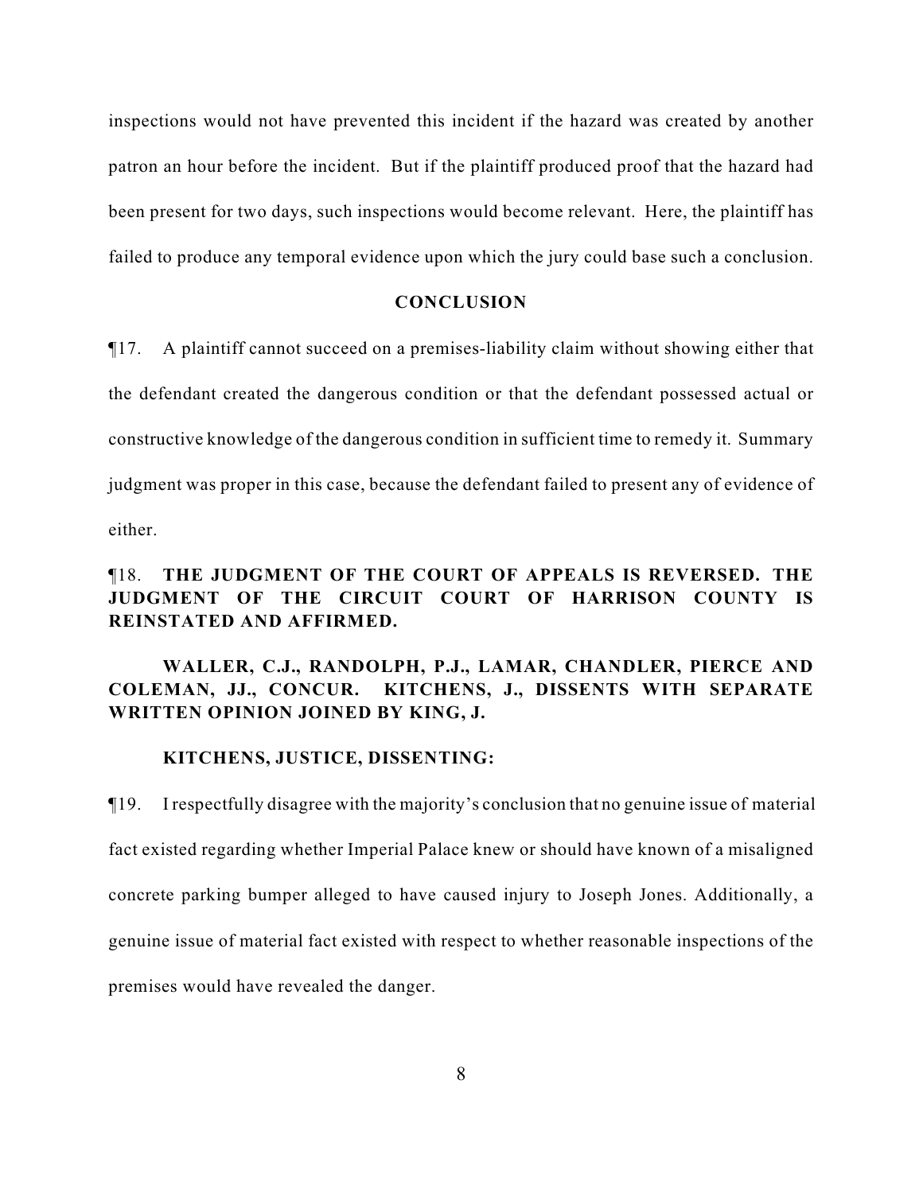inspections would not have prevented this incident if the hazard was created by another patron an hour before the incident. But if the plaintiff produced proof that the hazard had been present for two days, such inspections would become relevant. Here, the plaintiff has failed to produce any temporal evidence upon which the jury could base such a conclusion.

## CONCLUSION

¶17. A plaintiff cannot succeed on a premises-liability claim without showing either that the defendant created the dangerous condition or that the defendant possessed actual or constructive knowledge of the dangerous condition in sufficient time to remedy it. Summary judgment was proper in this case, because the defendant failed to present any of evidence of either.

¶18. **THE JUDGMENT OF THE COURT OF APPEALS IS REVERSED. THE JUDGMENT OF THE CIRCUIT COURT OF HARRISON COUNTY IS REINSTATED AND AFFIRMED.**

**WALLER, C.J., RANDOLPH, P.J., LAMAR, CHANDLER, PIERCE AND COLEMAN, JJ., CONCUR. KITCHENS, J., DISSENTS WITH SEPARATE WRITTEN OPINION JOINED BY KING, J.**

**KITCHENS, JUSTICE, DISSENTING:**

¶19. I respectfully disagree with the majority's conclusion that no genuine issue of material fact existed regarding whether Imperial Palace knew or should have known of a misaligned concrete parking bumper alleged to have caused injury to Joseph Jones. Additionally, a genuine issue of material fact existed with respect to whether reasonable inspections of the premises would have revealed the danger.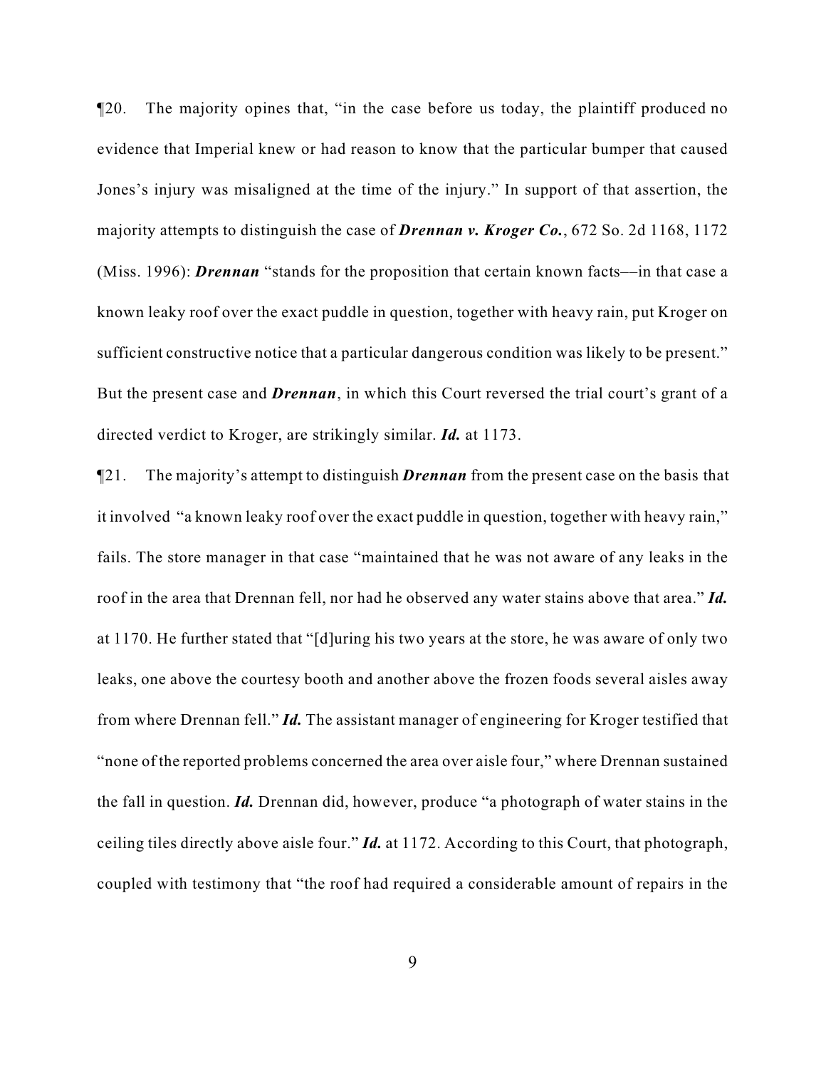¶20. The majority opines that, "in the case before us today, the plaintiff produced no evidence that Imperial knew or had reason to know that the particular bumper that caused Jones's injury was misaligned at the time of the injury." In support of that assertion, the majority attempts to distinguish the case of ***Drennan v. Kroger Co.***, 672 So. 2d 1168, 1172 (Miss. 1996): ***Drennan*** "stands for the proposition that certain known facts—in that case a known leaky roof over the exact puddle in question, together with heavy rain, put Kroger on sufficient constructive notice that a particular dangerous condition was likely to be present." But the present case and ***Drennan***, in which this Court reversed the trial court's grant of a directed verdict to Kroger, are strikingly similar. ***Id.*** at 1173.

¶21. The majority's attempt to distinguish ***Drennan*** from the present case on the basis that it involved "a known leaky roof over the exact puddle in question, together with heavy rain," fails. The store manager in that case "maintained that he was not aware of any leaks in the roof in the area that Drennan fell, nor had he observed any water stains above that area." ***Id.*** at 1170. He further stated that "[d]uring his two years at the store, he was aware of only two leaks, one above the courtesy booth and another above the frozen foods several aisles away from where Drennan fell." ***Id.*** The assistant manager of engineering for Kroger testified that "none of the reported problems concerned the area over aisle four," where Drennan sustained the fall in question. ***Id.*** Drennan did, however, produce "a photograph of water stains in the ceiling tiles directly above aisle four." ***Id.*** at 1172. According to this Court, that photograph, coupled with testimony that "the roof had required a considerable amount of repairs in the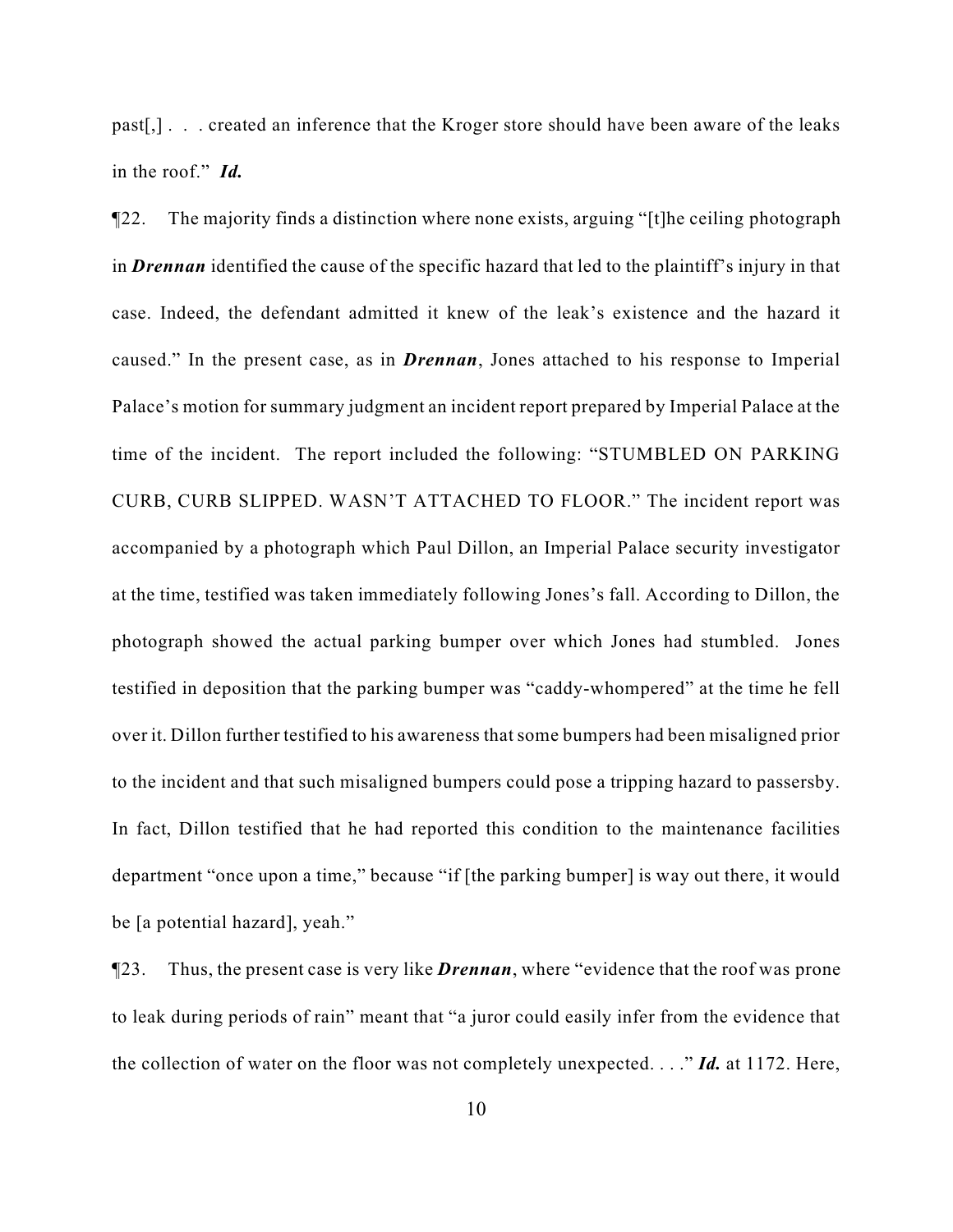past[,] . . . created an inference that the Kroger store should have been aware of the leaks in the roof." ***Id.***

¶22. The majority finds a distinction where none exists, arguing "[t]he ceiling photograph in ***Drennan*** identified the cause of the specific hazard that led to the plaintiff's injury in that case. Indeed, the defendant admitted it knew of the leak's existence and the hazard it caused." In the present case, as in ***Drennan***, Jones attached to his response to Imperial Palace's motion for summary judgment an incident report prepared by Imperial Palace at the time of the incident. The report included the following: "STUMBLED ON PARKING CURB, CURB SLIPPED. WASN'T ATTACHED TO FLOOR." The incident report was accompanied by a photograph which Paul Dillon, an Imperial Palace security investigator at the time, testified was taken immediately following Jones's fall. According to Dillon, the photograph showed the actual parking bumper over which Jones had stumbled. Jones testified in deposition that the parking bumper was "caddy-whompered" at the time he fell over it. Dillon further testified to his awareness that some bumpers had been misaligned prior to the incident and that such misaligned bumpers could pose a tripping hazard to passersby. In fact, Dillon testified that he had reported this condition to the maintenance facilities department "once upon a time," because "if [the parking bumper] is way out there, it would be [a potential hazard], yeah."

¶23. Thus, the present case is very like ***Drennan***, where "evidence that the roof was prone to leak during periods of rain" meant that "a juror could easily infer from the evidence that the collection of water on the floor was not completely unexpected. . . ." ***Id.*** at 1172. Here,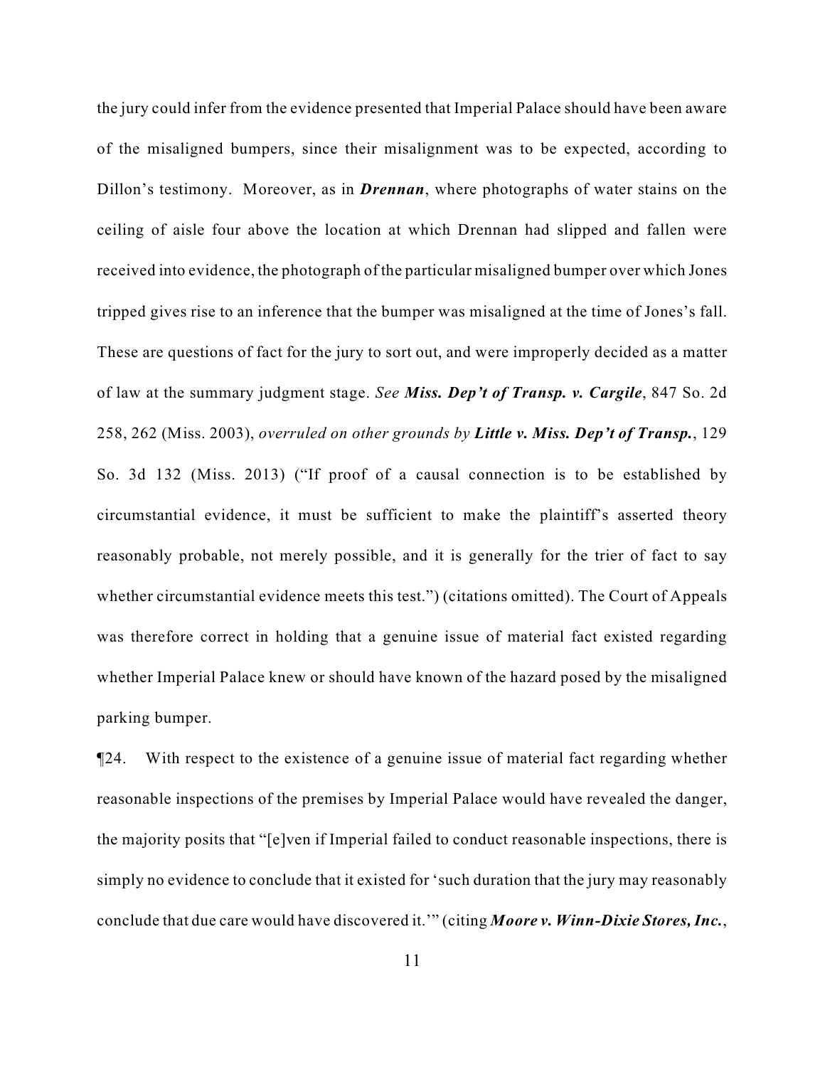the jury could infer from the evidence presented that Imperial Palace should have been aware of the misaligned bumpers, since their misalignment was to be expected, according to Dillon's testimony. Moreover, as in ***Drennan***, where photographs of water stains on the ceiling of aisle four above the location at which Drennan had slipped and fallen were received into evidence, the photograph of the particular misaligned bumper over which Jones tripped gives rise to an inference that the bumper was misaligned at the time of Jones's fall. These are questions of fact for the jury to sort out, and were improperly decided as a matter of law at the summary judgment stage. *See* ***Miss. Dep't of Transp. v. Cargile***, 847 So. 2d 258, 262 (Miss. 2003), *overruled on other grounds by* ***Little v. Miss. Dep't of Transp.***, 129 So. 3d 132 (Miss. 2013) ("If proof of a causal connection is to be established by circumstantial evidence, it must be sufficient to make the plaintiff's asserted theory reasonably probable, not merely possible, and it is generally for the trier of fact to say whether circumstantial evidence meets this test.") (citations omitted). The Court of Appeals was therefore correct in holding that a genuine issue of material fact existed regarding whether Imperial Palace knew or should have known of the hazard posed by the misaligned parking bumper.

¶24. With respect to the existence of a genuine issue of material fact regarding whether reasonable inspections of the premises by Imperial Palace would have revealed the danger, the majority posits that "[e]ven if Imperial failed to conduct reasonable inspections, there is simply no evidence to conclude that it existed for 'such duration that the jury may reasonably conclude that due care would have discovered it.'" (citing ***Moore v. Winn-Dixie Stores, Inc.***,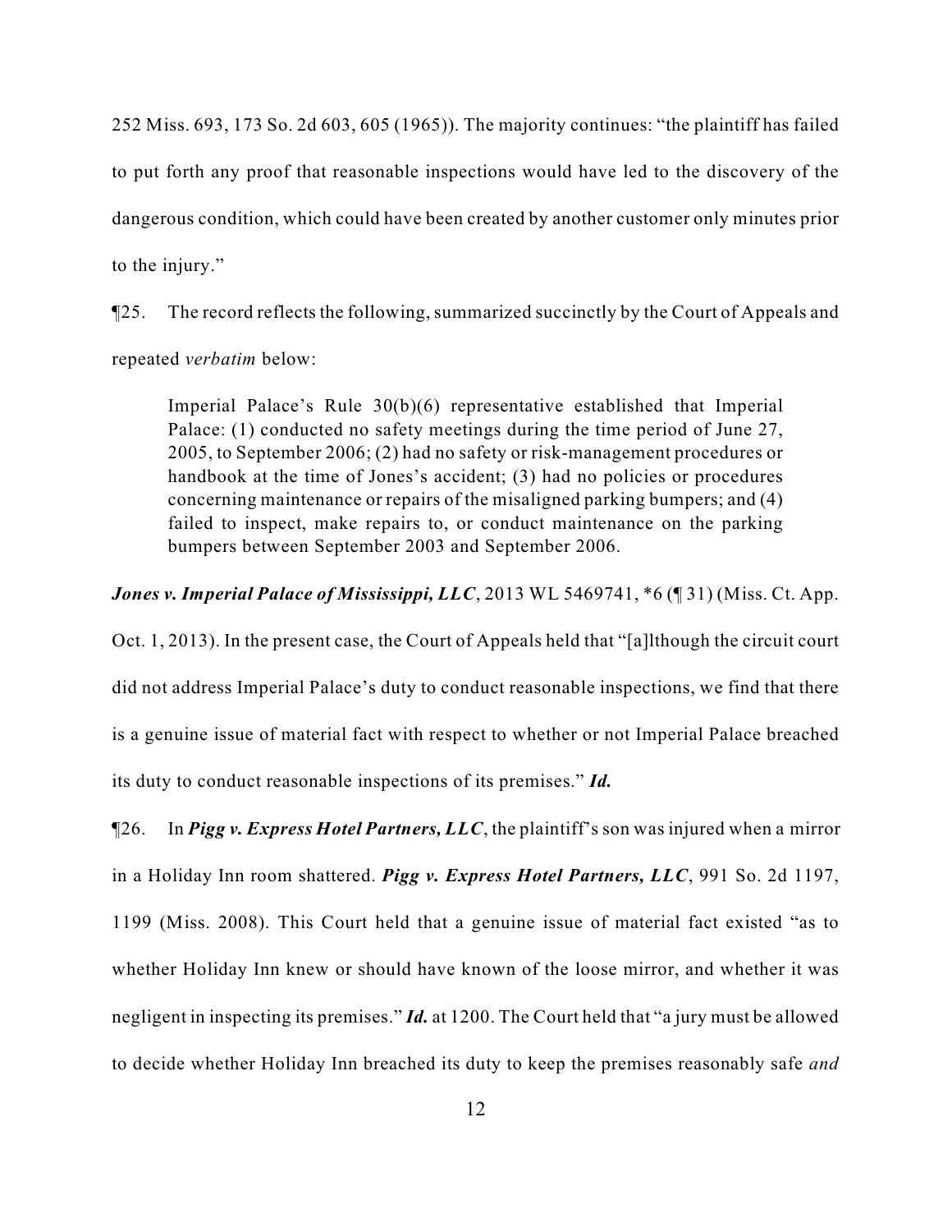252 Miss. 693, 173 So. 2d 603, 605 (1965)). The majority continues: "the plaintiff has failed to put forth any proof that reasonable inspections would have led to the discovery of the dangerous condition, which could have been created by another customer only minutes prior to the injury."

¶25. The record reflects the following, summarized succinctly by the Court of Appeals and repeated *verbatim* below:

> Imperial Palace's Rule 30(b)(6) representative established that Imperial Palace: (1) conducted no safety meetings during the time period of June 27, 2005, to September 2006; (2) had no safety or risk-management procedures or handbook at the time of Jones's accident; (3) had no policies or procedures concerning maintenance or repairs of the misaligned parking bumpers; and (4) failed to inspect, make repairs to, or conduct maintenance on the parking bumpers between September 2003 and September 2006.

***Jones v. Imperial Palace of Mississippi, LLC***, 2013 WL 5469741, *6 (¶ 31) (Miss. Ct. App. Oct. 1, 2013). In the present case, the Court of Appeals held that "[a]lthough the circuit court did not address Imperial Palace's duty to conduct reasonable inspections, we find that there is a genuine issue of material fact with respect to whether or not Imperial Palace breached its duty to conduct reasonable inspections of its premises." ***Id.***

¶26. In ***Pigg v. Express Hotel Partners, LLC***, the plaintiff's son was injured when a mirror in a Holiday Inn room shattered. ***Pigg v. Express Hotel Partners, LLC***, 991 So. 2d 1197, 1199 (Miss. 2008). This Court held that a genuine issue of material fact existed "as to whether Holiday Inn knew or should have known of the loose mirror, and whether it was negligent in inspecting its premises." ***Id.*** at 1200. The Court held that "a jury must be allowed to decide whether Holiday Inn breached its duty to keep the premises reasonably safe *and*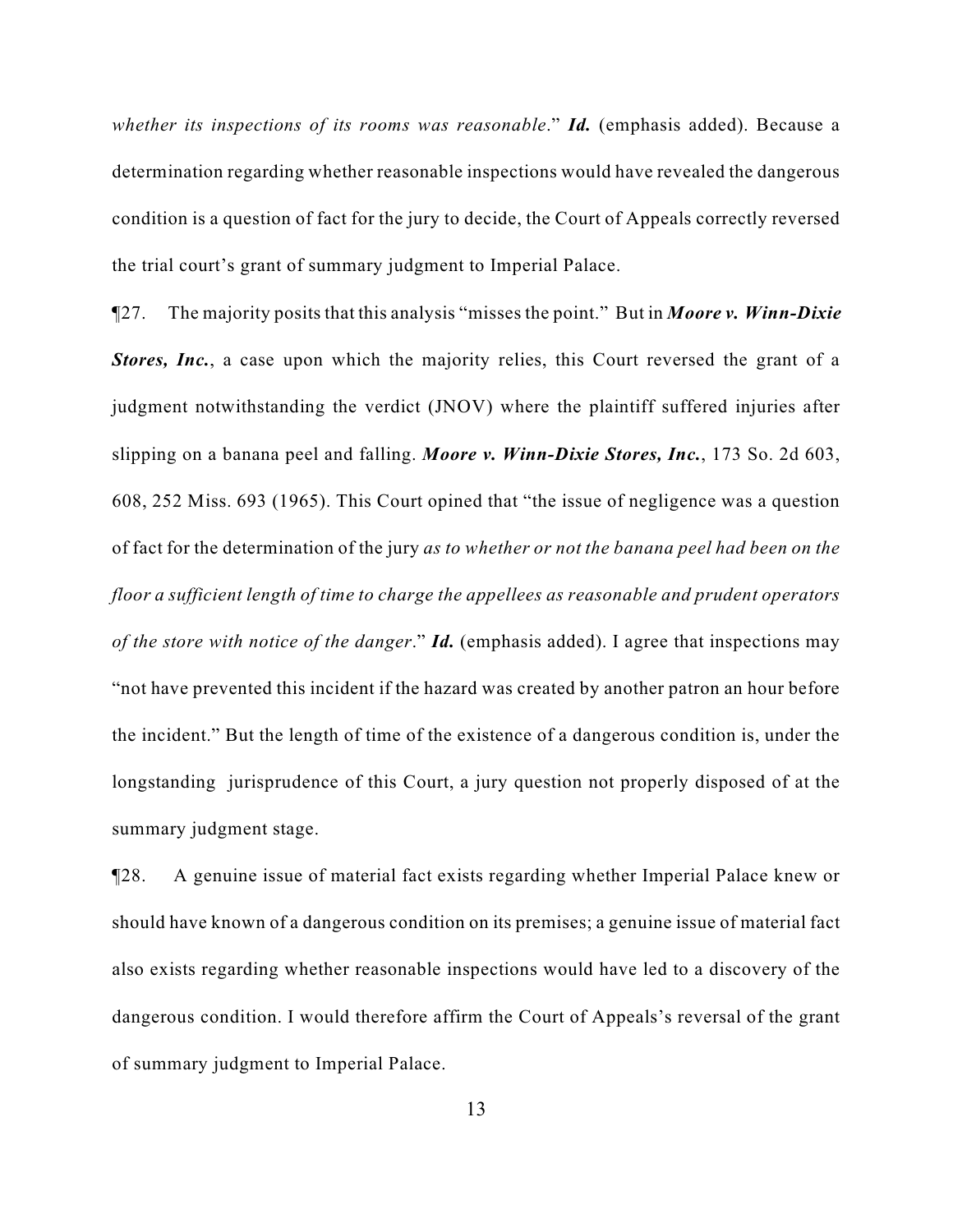*whether its inspections of its rooms was reasonable*." ***Id.*** (emphasis added). Because a determination regarding whether reasonable inspections would have revealed the dangerous condition is a question of fact for the jury to decide, the Court of Appeals correctly reversed the trial court's grant of summary judgment to Imperial Palace.

¶27. The majority posits that this analysis "misses the point." But in ***Moore v. Winn-Dixie Stores, Inc.***, a case upon which the majority relies, this Court reversed the grant of a judgment notwithstanding the verdict (JNOV) where the plaintiff suffered injuries after slipping on a banana peel and falling. ***Moore v. Winn-Dixie Stores, Inc.***, 173 So. 2d 603, 608, 252 Miss. 693 (1965). This Court opined that "the issue of negligence was a question of fact for the determination of the jury *as to whether or not the banana peel had been on the floor a sufficient length of time to charge the appellees as reasonable and prudent operators of the store with notice of the danger*." ***Id.*** (emphasis added). I agree that inspections may "not have prevented this incident if the hazard was created by another patron an hour before the incident." But the length of time of the existence of a dangerous condition is, under the longstanding jurisprudence of this Court, a jury question not properly disposed of at the summary judgment stage.

¶28. A genuine issue of material fact exists regarding whether Imperial Palace knew or should have known of a dangerous condition on its premises; a genuine issue of material fact also exists regarding whether reasonable inspections would have led to a discovery of the dangerous condition. I would therefore affirm the Court of Appeals's reversal of the grant of summary judgment to Imperial Palace.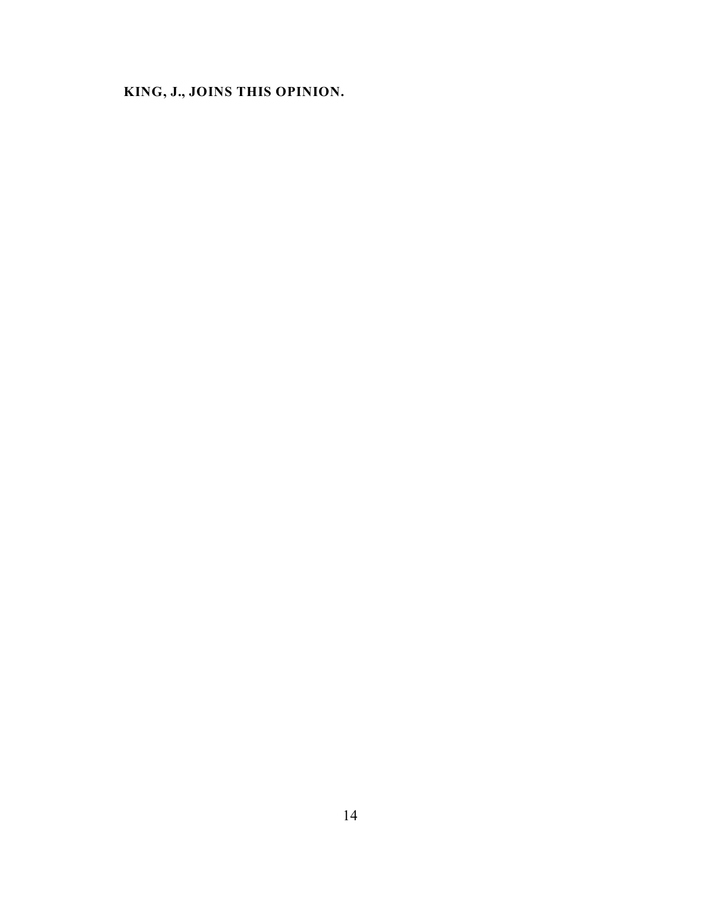**KING, J., JOINS THIS OPINION.**